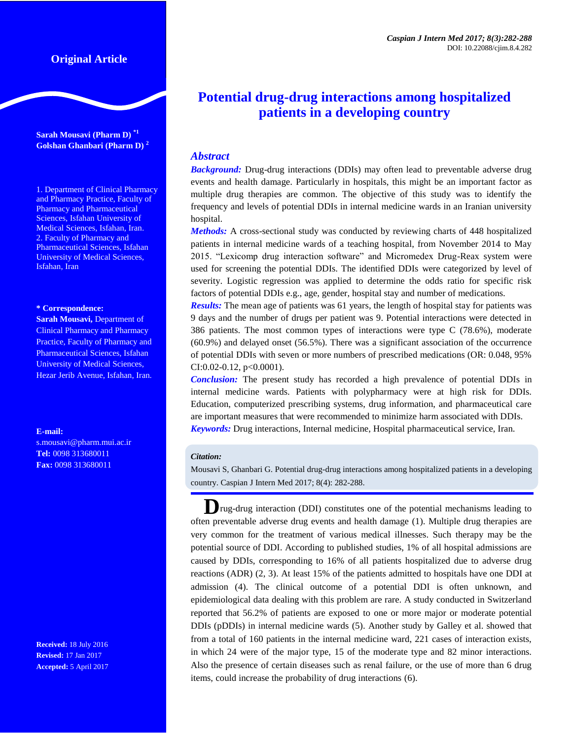Original Article

# Potential drug-drug interactions among hospitalized patients in a developing country

**Sarah Mousavi (Pharm D)** [*1]
**Golshan Ghanbari (Pharm D)** [2]

1. Department of Clinical Pharmacy and Pharmacy Practice, Faculty of Pharmacy and Pharmaceutical Sciences, Isfahan University of Medical Sciences, Isfahan, Iran.
2. Faculty of Pharmacy and Pharmaceutical Sciences, Isfahan University of Medical Sciences, Isfahan, Iran

**\* Correspondence:**
**Sarah Mousavi,** Department of Clinical Pharmacy and Pharmacy Practice, Faculty of Pharmacy and Pharmaceutical Sciences, Isfahan University of Medical Sciences, Hezar Jerib Avenue, Isfahan, Iran.

**E-mail:** s.mousavi@pharm.mui.ac.ir
**Tel:** 0098 313680011
**Fax:** 0098 313680011

**Received:** 18 July 2016
**Revised:** 17 Jan 2017
**Accepted:** 5 April 2017

## *Abstract*

***Background:*** Drug-drug interactions (DDIs) may often lead to preventable adverse drug events and health damage. Particularly in hospitals, this might be an important factor as multiple drug therapies are common. The objective of this study was to identify the frequency and levels of potential DDIs in internal medicine wards in an Iranian university hospital.

***Methods:*** A cross-sectional study was conducted by reviewing charts of 448 hospitalized patients in internal medicine wards of a teaching hospital, from November 2014 to May 2015. "Lexicomp drug interaction software" and Micromedex Drug-Reax system were used for screening the potential DDIs. The identified DDIs were categorized by level of severity. Logistic regression was applied to determine the odds ratio for specific risk factors of potential DDIs e.g., age, gender, hospital stay and number of medications.

***Results:*** The mean age of patients was 61 years, the length of hospital stay for patients was 9 days and the number of drugs per patient was 9. Potential interactions were detected in 386 patients. The most common types of interactions were type C (78.6%), moderate (60.9%) and delayed onset (56.5%). There was a significant association of the occurrence of potential DDIs with seven or more numbers of prescribed medications (OR: 0.048, 95% CI:0.02-0.12, p<0.0001).

***Conclusion:*** The present study has recorded a high prevalence of potential DDIs in internal medicine wards. Patients with polypharmacy were at high risk for DDIs. Education, computerized prescribing systems, drug information, and pharmaceutical care are important measures that were recommended to minimize harm associated with DDIs.

***Keywords:*** Drug interactions, Internal medicine, Hospital pharmaceutical service, Iran.

***Citation:***
Mousavi S, Ghanbari G. Potential drug-drug interactions among hospitalized patients in a developing country. Caspian J Intern Med 2017; 8(4): 282-288.

Drug-drug interaction (DDI) constitutes one of the potential mechanisms leading to often preventable adverse drug events and health damage (1). Multiple drug therapies are very common for the treatment of various medical illnesses. Such therapy may be the potential source of DDI. According to published studies, 1% of all hospital admissions are caused by DDIs, corresponding to 16% of all patients hospitalized due to adverse drug reactions (ADR) (2, 3). At least 15% of the patients admitted to hospitals have one DDI at admission (4). The clinical outcome of a potential DDI is often unknown, and epidemiological data dealing with this problem are rare. A study conducted in Switzerland reported that 56.2% of patients are exposed to one or more major or moderate potential DDIs (pDDIs) in internal medicine wards (5). Another study by Galley et al. showed that from a total of 160 patients in the internal medicine ward, 221 cases of interaction exists, in which 24 were of the major type, 15 of the moderate type and 82 minor interactions. Also the presence of certain diseases such as renal failure, or the use of more than 6 drug items, could increase the probability of drug interactions (6).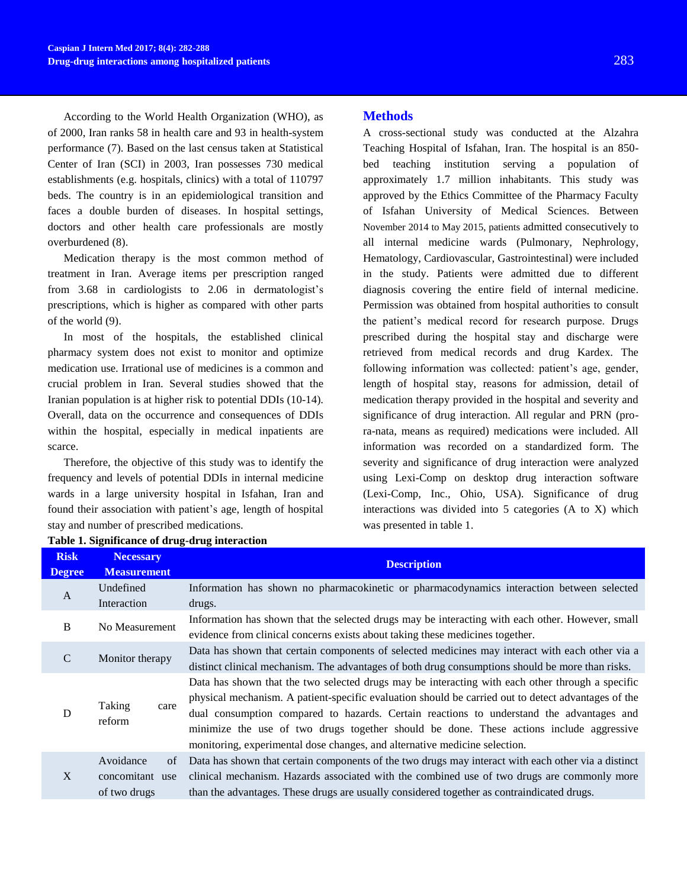According to the World Health Organization (WHO), as of 2000, Iran ranks 58 in health care and 93 in health-system performance (7). Based on the last census taken at Statistical Center of Iran (SCI) in 2003, Iran possesses 730 medical establishments (e.g. hospitals, clinics) with a total of 110797 beds. The country is in an epidemiological transition and faces a double burden of diseases. In hospital settings, doctors and other health care professionals are mostly overburdened (8).

Medication therapy is the most common method of treatment in Iran. Average items per prescription ranged from 3.68 in cardiologists to 2.06 in dermatologist's prescriptions, which is higher as compared with other parts of the world (9).

In most of the hospitals, the established clinical pharmacy system does not exist to monitor and optimize medication use. Irrational use of medicines is a common and crucial problem in Iran. Several studies showed that the Iranian population is at higher risk to potential DDIs (10-14). Overall, data on the occurrence and consequences of DDIs within the hospital, especially in medical inpatients are scarce.

Therefore, the objective of this study was to identify the frequency and levels of potential DDIs in internal medicine wards in a large university hospital in Isfahan, Iran and found their association with patient's age, length of hospital stay and number of prescribed medications.

## Methods

A cross-sectional study was conducted at the Alzahra Teaching Hospital of Isfahan, Iran. The hospital is an 850-bed teaching institution serving a population of approximately 1.7 million inhabitants. This study was approved by the Ethics Committee of the Pharmacy Faculty of Isfahan University of Medical Sciences. Between November 2014 to May 2015, patients admitted consecutively to all internal medicine wards (Pulmonary, Nephrology, Hematology, Cardiovascular, Gastrointestinal) were included in the study. Patients were admitted due to different diagnosis covering the entire field of internal medicine. Permission was obtained from hospital authorities to consult the patient's medical record for research purpose. Drugs prescribed during the hospital stay and discharge were retrieved from medical records and drug Kardex. The following information was collected: patient's age, gender, length of hospital stay, reasons for admission, detail of medication therapy provided in the hospital and severity and significance of drug interaction. All regular and PRN (pro-ra-nata, means as required) medications were included. All information was recorded on a standardized form. The severity and significance of drug interaction were analyzed using Lexi-Comp on desktop drug interaction software (Lexi-Comp, Inc., Ohio, USA). Significance of drug interactions was divided into 5 categories (A to X) which was presented in table 1.

**Table 1. Significance of drug-drug interaction**

| Risk Degree | Necessary Measurement | Description |
|---|---|---|
| A | Undefined Interaction | Information has shown no pharmacokinetic or pharmacodynamics interaction between selected drugs. |
| B | No Measurement | Information has shown that the selected drugs may be interacting with each other. However, small evidence from clinical concerns exists about taking these medicines together. |
| C | Monitor therapy | Data has shown that certain components of selected medicines may interact with each other via a distinct clinical mechanism. The advantages of both drug consumptions should be more than risks. |
| D | Taking care reform | Data has shown that the two selected drugs may be interacting with each other through a specific physical mechanism. A patient-specific evaluation should be carried out to detect advantages of the dual consumption compared to hazards. Certain reactions to understand the advantages and minimize the use of two drugs together should be done. These actions include aggressive monitoring, experimental dose changes, and alternative medicine selection. |
| X | Avoidance of concomitant use of two drugs | Data has shown that certain components of the two drugs may interact with each other via a distinct clinical mechanism. Hazards associated with the combined use of two drugs are commonly more than the advantages. These drugs are usually considered together as contraindicated drugs. |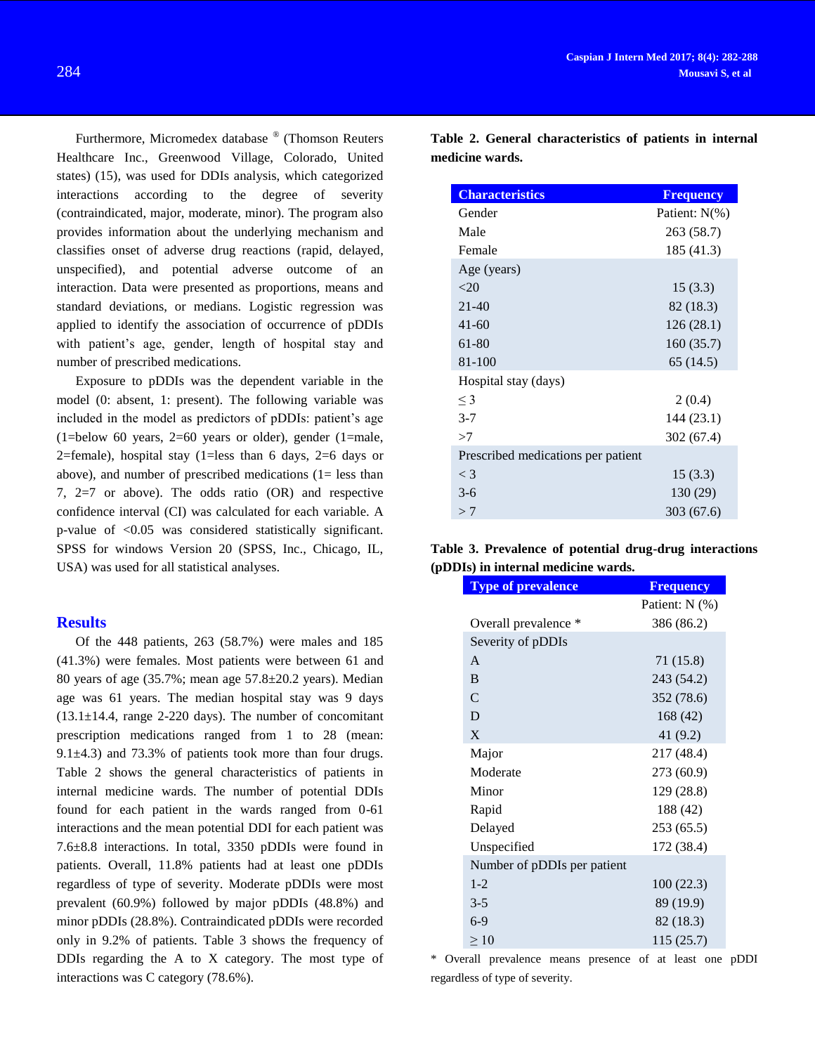Furthermore, Micromedex database ® (Thomson Reuters Healthcare Inc., Greenwood Village, Colorado, United states) (15), was used for DDIs analysis, which categorized interactions according to the degree of severity (contraindicated, major, moderate, minor). The program also provides information about the underlying mechanism and classifies onset of adverse drug reactions (rapid, delayed, unspecified), and potential adverse outcome of an interaction. Data were presented as proportions, means and standard deviations, or medians. Logistic regression was applied to identify the association of occurrence of pDDIs with patient's age, gender, length of hospital stay and number of prescribed medications.

Exposure to pDDIs was the dependent variable in the model (0: absent, 1: present). The following variable was included in the model as predictors of pDDIs: patient's age (1=below 60 years, 2=60 years or older), gender (1=male, 2=female), hospital stay (1=less than 6 days, 2=6 days or above), and number of prescribed medications (1= less than 7, 2=7 or above). The odds ratio (OR) and respective confidence interval (CI) was calculated for each variable. A p-value of <0.05 was considered statistically significant. SPSS for windows Version 20 (SPSS, Inc., Chicago, IL, USA) was used for all statistical analyses.

## Results

Of the 448 patients, 263 (58.7%) were males and 185 (41.3%) were females. Most patients were between 61 and 80 years of age (35.7%; mean age 57.8±20.2 years). Median age was 61 years. The median hospital stay was 9 days (13.1±14.4, range 2-220 days). The number of concomitant prescription medications ranged from 1 to 28 (mean: 9.1±4.3) and 73.3% of patients took more than four drugs. Table 2 shows the general characteristics of patients in internal medicine wards. The number of potential DDIs found for each patient in the wards ranged from 0-61 interactions and the mean potential DDI for each patient was 7.6±8.8 interactions. In total, 3350 pDDIs were found in patients. Overall, 11.8% patients had at least one pDDIs regardless of type of severity. Moderate pDDIs were most prevalent (60.9%) followed by major pDDIs (48.8%) and minor pDDIs (28.8%). Contraindicated pDDIs were recorded only in 9.2% of patients. Table 3 shows the frequency of DDIs regarding the A to X category. The most type of interactions was C category (78.6%).

**Table 2. General characteristics of patients in internal medicine wards.**

| Characteristics | Frequency |
|---|---|
| Gender | Patient: N(%) |
| Male | 263 (58.7) |
| Female | 185 (41.3) |
| Age (years) | |
| <20 | 15 (3.3) |
| 21-40 | 82 (18.3) |
| 41-60 | 126 (28.1) |
| 61-80 | 160 (35.7) |
| 81-100 | 65 (14.5) |
| Hospital stay (days) | |
| ≤ 3 | 2 (0.4) |
| 3-7 | 144 (23.1) |
| >7 | 302 (67.4) |
| Prescribed medications per patient | |
| < 3 | 15 (3.3) |
| 3-6 | 130 (29) |
| > 7 | 303 (67.6) |

**Table 3. Prevalence of potential drug-drug interactions (pDDIs) in internal medicine wards.**

| Type of prevalence | Frequency |
|---|---|
| | Patient: N (%) |
| Overall prevalence * | 386 (86.2) |
| Severity of pDDIs | |
| A | 71 (15.8) |
| B | 243 (54.2) |
| C | 352 (78.6) |
| D | 168 (42) |
| X | 41 (9.2) |
| Major | 217 (48.4) |
| Moderate | 273 (60.9) |
| Minor | 129 (28.8) |
| Rapid | 188 (42) |
| Delayed | 253 (65.5) |
| Unspecified | 172 (38.4) |
| Number of pDDIs per patient | |
| 1-2 | 100 (22.3) |
| 3-5 | 89 (19.9) |
| 6-9 | 82 (18.3) |
| ≥ 10 | 115 (25.7) |

\* Overall prevalence means presence of at least one pDDI regardless of type of severity.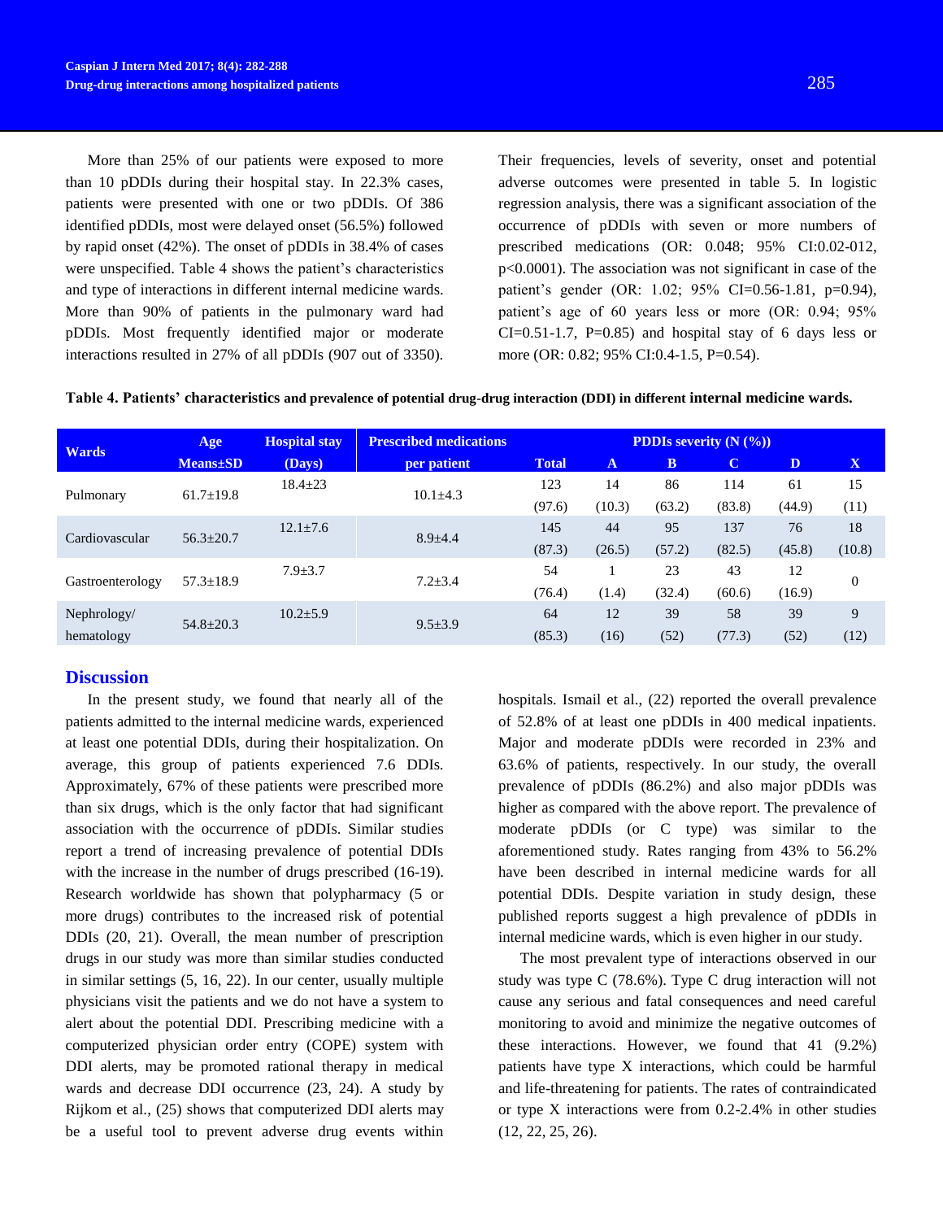More than 25% of our patients were exposed to more than 10 pDDIs during their hospital stay. In 22.3% cases, patients were presented with one or two pDDIs. Of 386 identified pDDIs, most were delayed onset (56.5%) followed by rapid onset (42%). The onset of pDDIs in 38.4% of cases were unspecified. Table 4 shows the patient's characteristics and type of interactions in different internal medicine wards. More than 90% of patients in the pulmonary ward had pDDIs. Most frequently identified major or moderate interactions resulted in 27% of all pDDIs (907 out of 3350). Their frequencies, levels of severity, onset and potential adverse outcomes were presented in table 5. In logistic regression analysis, there was a significant association of the occurrence of pDDIs with seven or more numbers of prescribed medications (OR: 0.048; 95% CI:0.02-012, p<0.0001). The association was not significant in case of the patient's gender (OR: 1.02; 95% CI=0.56-1.81, p=0.94), patient's age of 60 years less or more (OR: 0.94; 95% CI=0.51-1.7, P=0.85) and hospital stay of 6 days less or more (OR: 0.82; 95% CI:0.4-1.5, P=0.54).

**Table 4. Patients' characteristics and prevalence of potential drug-drug interaction (DDI) in different internal medicine wards.**

| Wards | Age Means±SD | Hospital stay (Days) | Prescribed medications per patient | PDDIs severity (N (%)) | | | | | |
|---|---|---|---|---|---|---|---|---|---|
| | | | | Total | A | B | C | D | X |
| Pulmonary | 61.7±19.8 | 18.4±23 | 10.1±4.3 | 123 (97.6) | 14 (10.3) | 86 (63.2) | 114 (83.8) | 61 (44.9) | 15 (11) |
| Cardiovascular | 56.3±20.7 | 12.1±7.6 | 8.9±4.4 | 145 (87.3) | 44 (26.5) | 95 (57.2) | 137 (82.5) | 76 (45.8) | 18 (10.8) |
| Gastroenterology | 57.3±18.9 | 7.9±3.7 | 7.2±3.4 | 54 (76.4) | 1 (1.4) | 23 (32.4) | 43 (60.6) | 12 (16.9) | 0 |
| Nephrology/ hematology | 54.8±20.3 | 10.2±5.9 | 9.5±3.9 | 64 (85.3) | 12 (16) | 39 (52) | 58 (77.3) | 39 (52) | 9 (12) |

## Discussion

In the present study, we found that nearly all of the patients admitted to the internal medicine wards, experienced at least one potential DDIs, during their hospitalization. On average, this group of patients experienced 7.6 DDIs. Approximately, 67% of these patients were prescribed more than six drugs, which is the only factor that had significant association with the occurrence of pDDIs. Similar studies report a trend of increasing prevalence of potential DDIs with the increase in the number of drugs prescribed (16-19). Research worldwide has shown that polypharmacy (5 or more drugs) contributes to the increased risk of potential DDIs (20, 21). Overall, the mean number of prescription drugs in our study was more than similar studies conducted in similar settings (5, 16, 22). In our center, usually multiple physicians visit the patients and we do not have a system to alert about the potential DDI. Prescribing medicine with a computerized physician order entry (COPE) system with DDI alerts, may be promoted rational therapy in medical wards and decrease DDI occurrence (23, 24). A study by Rijkom et al., (25) shows that computerized DDI alerts may be a useful tool to prevent adverse drug events within hospitals. Ismail et al., (22) reported the overall prevalence of 52.8% of at least one pDDIs in 400 medical inpatients. Major and moderate pDDIs were recorded in 23% and 63.6% of patients, respectively. In our study, the overall prevalence of pDDIs (86.2%) and also major pDDIs was higher as compared with the above report. The prevalence of moderate pDDIs (or C type) was similar to the aforementioned study. Rates ranging from 43% to 56.2% have been described in internal medicine wards for all potential DDIs. Despite variation in study design, these published reports suggest a high prevalence of pDDIs in internal medicine wards, which is even higher in our study.

The most prevalent type of interactions observed in our study was type C (78.6%). Type C drug interaction will not cause any serious and fatal consequences and need careful monitoring to avoid and minimize the negative outcomes of these interactions. However, we found that 41 (9.2%) patients have type X interactions, which could be harmful and life-threatening for patients. The rates of contraindicated or type X interactions were from 0.2-2.4% in other studies (12, 22, 25, 26).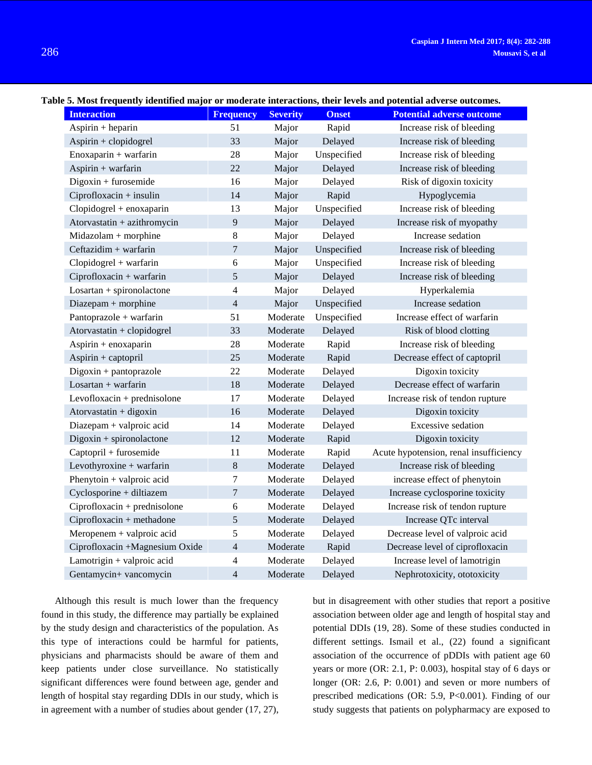**Table 5. Most frequently identified major or moderate interactions, their levels and potential adverse outcomes.**

| Interaction | Frequency | Severity | Onset | Potential adverse outcome |
|---|---|---|---|---|
| Aspirin + heparin | 51 | Major | Rapid | Increase risk of bleeding |
| Aspirin + clopidogrel | 33 | Major | Delayed | Increase risk of bleeding |
| Enoxaparin + warfarin | 28 | Major | Unspecified | Increase risk of bleeding |
| Aspirin + warfarin | 22 | Major | Delayed | Increase risk of bleeding |
| Digoxin + furosemide | 16 | Major | Delayed | Risk of digoxin toxicity |
| Ciprofloxacin + insulin | 14 | Major | Rapid | Hypoglycemia |
| Clopidogrel + enoxaparin | 13 | Major | Unspecified | Increase risk of bleeding |
| Atorvastatin + azithromycin | 9 | Major | Delayed | Increase risk of myopathy |
| Midazolam + morphine | 8 | Major | Delayed | Increase sedation |
| Ceftazidim + warfarin | 7 | Major | Unspecified | Increase risk of bleeding |
| Clopidogrel + warfarin | 6 | Major | Unspecified | Increase risk of bleeding |
| Ciprofloxacin + warfarin | 5 | Major | Delayed | Increase risk of bleeding |
| Losartan + spironolactone | 4 | Major | Delayed | Hyperkalemia |
| Diazepam + morphine | 4 | Major | Unspecified | Increase sedation |
| Pantoprazole + warfarin | 51 | Moderate | Unspecified | Increase effect of warfarin |
| Atorvastatin + clopidogrel | 33 | Moderate | Delayed | Risk of blood clotting |
| Aspirin + enoxaparin | 28 | Moderate | Rapid | Increase risk of bleeding |
| Aspirin + captopril | 25 | Moderate | Rapid | Decrease effect of captopril |
| Digoxin + pantoprazole | 22 | Moderate | Delayed | Digoxin toxicity |
| Losartan + warfarin | 18 | Moderate | Delayed | Decrease effect of warfarin |
| Levofloxacin + prednisolone | 17 | Moderate | Delayed | Increase risk of tendon rupture |
| Atorvastatin + digoxin | 16 | Moderate | Delayed | Digoxin toxicity |
| Diazepam + valproic acid | 14 | Moderate | Delayed | Excessive sedation |
| Digoxin + spironolactone | 12 | Moderate | Rapid | Digoxin toxicity |
| Captopril + furosemide | 11 | Moderate | Rapid | Acute hypotension, renal insufficiency |
| Levothyroxine + warfarin | 8 | Moderate | Delayed | Increase risk of bleeding |
| Phenytoin + valproic acid | 7 | Moderate | Delayed | increase effect of phenytoin |
| Cyclosporine + diltiazem | 7 | Moderate | Delayed | Increase cyclosporine toxicity |
| Ciprofloxacin + prednisolone | 6 | Moderate | Delayed | Increase risk of tendon rupture |
| Ciprofloxacin + methadone | 5 | Moderate | Delayed | Increase QTc interval |
| Meropenem + valproic acid | 5 | Moderate | Delayed | Decrease level of valproic acid |
| Ciprofloxacin +Magnesium Oxide | 4 | Moderate | Rapid | Decrease level of ciprofloxacin |
| Lamotrigin + valproic acid | 4 | Moderate | Delayed | Increase level of lamotrigin |
| Gentamycin+ vancomycin | 4 | Moderate | Delayed | Nephrotoxicity, ototoxicity |

Although this result is much lower than the frequency found in this study, the difference may partially be explained by the study design and characteristics of the population. As this type of interactions could be harmful for patients, physicians and pharmacists should be aware of them and keep patients under close surveillance. No statistically significant differences were found between age, gender and length of hospital stay regarding DDIs in our study, which is in agreement with a number of studies about gender (17, 27), but in disagreement with other studies that report a positive association between older age and length of hospital stay and potential DDIs (19, 28). Some of these studies conducted in different settings. Ismail et al., (22) found a significant association of the occurrence of pDDIs with patient age 60 years or more (OR: 2.1, P: 0.003), hospital stay of 6 days or longer (OR: 2.6, P: 0.001) and seven or more numbers of prescribed medications (OR: 5.9, P<0.001). Finding of our study suggests that patients on polypharmacy are exposed to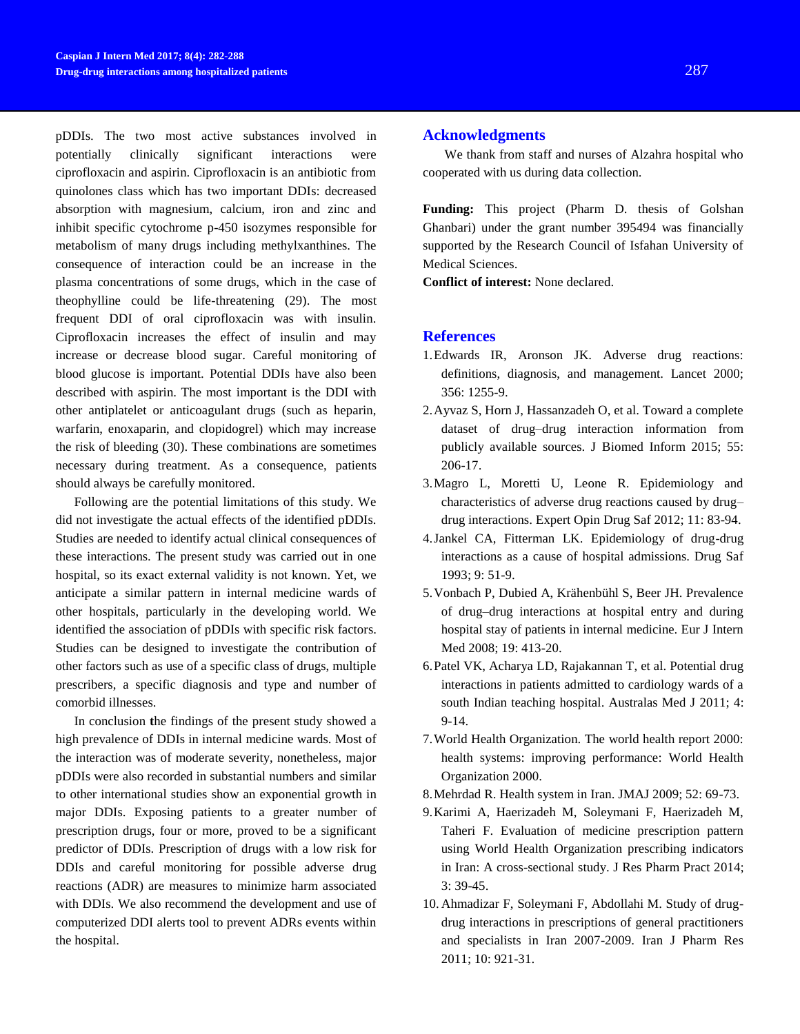pDDIs. The two most active substances involved in potentially clinically significant interactions were ciprofloxacin and aspirin. Ciprofloxacin is an antibiotic from quinolones class which has two important DDIs: decreased absorption with magnesium, calcium, iron and zinc and inhibit specific cytochrome p-450 isozymes responsible for metabolism of many drugs including methylxanthines. The consequence of interaction could be an increase in the plasma concentrations of some drugs, which in the case of theophylline could be life-threatening (29). The most frequent DDI of oral ciprofloxacin was with insulin. Ciprofloxacin increases the effect of insulin and may increase or decrease blood sugar. Careful monitoring of blood glucose is important. Potential DDIs have also been described with aspirin. The most important is the DDI with other antiplatelet or anticoagulant drugs (such as heparin, warfarin, enoxaparin, and clopidogrel) which may increase the risk of bleeding (30). These combinations are sometimes necessary during treatment. As a consequence, patients should always be carefully monitored.

Following are the potential limitations of this study. We did not investigate the actual effects of the identified pDDIs. Studies are needed to identify actual clinical consequences of these interactions. The present study was carried out in one hospital, so its exact external validity is not known. Yet, we anticipate a similar pattern in internal medicine wards of other hospitals, particularly in the developing world. We identified the association of pDDIs with specific risk factors. Studies can be designed to investigate the contribution of other factors such as use of a specific class of drugs, multiple prescribers, a specific diagnosis and type and number of comorbid illnesses.

In conclusion the findings of the present study showed a high prevalence of DDIs in internal medicine wards. Most of the interaction was of moderate severity, nonetheless, major pDDIs were also recorded in substantial numbers and similar to other international studies show an exponential growth in major DDIs. Exposing patients to a greater number of prescription drugs, four or more, proved to be a significant predictor of DDIs. Prescription of drugs with a low risk for DDIs and careful monitoring for possible adverse drug reactions (ADR) are measures to minimize harm associated with DDIs. We also recommend the development and use of computerized DDI alerts tool to prevent ADRs events within the hospital.

## Acknowledgments

We thank from staff and nurses of Alzahra hospital who cooperated with us during data collection.

**Funding:** This project (Pharm D. thesis of Golshan Ghanbari) under the grant number 395494 was financially supported by the Research Council of Isfahan University of Medical Sciences.

**Conflict of interest:** None declared.

## References

1. Edwards IR, Aronson JK. Adverse drug reactions: definitions, diagnosis, and management. Lancet 2000; 356: 1255-9.
2. Ayvaz S, Horn J, Hassanzadeh O, et al. Toward a complete dataset of drug–drug interaction information from publicly available sources. J Biomed Inform 2015; 55: 206-17.
3. Magro L, Moretti U, Leone R. Epidemiology and characteristics of adverse drug reactions caused by drug–drug interactions. Expert Opin Drug Saf 2012; 11: 83-94.
4. Jankel CA, Fitterman LK. Epidemiology of drug-drug interactions as a cause of hospital admissions. Drug Saf 1993; 9: 51-9.
5. Vonbach P, Dubied A, Krähenbühl S, Beer JH. Prevalence of drug–drug interactions at hospital entry and during hospital stay of patients in internal medicine. Eur J Intern Med 2008; 19: 413-20.
6. Patel VK, Acharya LD, Rajakannan T, et al. Potential drug interactions in patients admitted to cardiology wards of a south Indian teaching hospital. Australas Med J 2011; 4: 9-14.
7. World Health Organization. The world health report 2000: health systems: improving performance: World Health Organization 2000.
8. Mehrdad R. Health system in Iran. JMAJ 2009; 52: 69-73.
9. Karimi A, Haerizadeh M, Soleymani F, Haerizadeh M, Taheri F. Evaluation of medicine prescription pattern using World Health Organization prescribing indicators in Iran: A cross-sectional study. J Res Pharm Pract 2014; 3: 39-45.
10. Ahmadizar F, Soleymani F, Abdollahi M. Study of drug-drug interactions in prescriptions of general practitioners and specialists in Iran 2007-2009. Iran J Pharm Res 2011; 10: 921-31.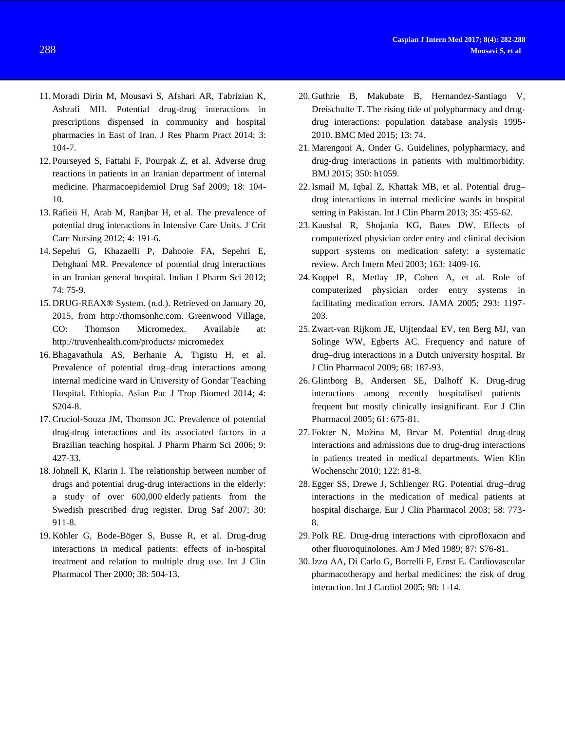11. Moradi Dirin M, Mousavi S, Afshari AR, Tabrizian K, Ashrafi MH. Potential drug-drug interactions in prescriptions dispensed in community and hospital pharmacies in East of Iran. J Res Pharm Pract 2014; 3: 104-7.
12. Pourseyed S, Fattahi F, Pourpak Z, et al. Adverse drug reactions in patients in an Iranian department of internal medicine. Pharmacoepidemiol Drug Saf 2009; 18: 104-10.
13. Rafieii H, Arab M, Ranjbar H, et al. The prevalence of potential drug interactions in Intensive Care Units. J Crit Care Nursing 2012; 4: 191-6.
14. Sepehri G, Khazaelli P, Dahooie FA, Sepehri E, Dehghani MR. Prevalence of potential drug interactions in an Iranian general hospital. Indian J Pharm Sci 2012; 74: 75-9.
15. DRUG-REAX® System. (n.d.). Retrieved on January 20, 2015, from http://thomsonhc.com. Greenwood Village, CO: Thomson Micromedex. Available at: http://truvenhealth.com/products/ micromedex
16. Bhagavathula AS, Berhanie A, Tigistu H, et al. Prevalence of potential drug–drug interactions among internal medicine ward in University of Gondar Teaching Hospital, Ethiopia. Asian Pac J Trop Biomed 2014; 4: S204-8.
17. Cruciol-Souza JM, Thomson JC. Prevalence of potential drug-drug interactions and its associated factors in a Brazilian teaching hospital. J Pharm Pharm Sci 2006; 9: 427-33.
18. Johnell K, Klarin I. The relationship between number of drugs and potential drug-drug interactions in the elderly: a study of over 600,000 elderly patients from the Swedish prescribed drug register. Drug Saf 2007; 30: 911-8.
19. Köhler G, Bode-Böger S, Busse R, et al. Drug-drug interactions in medical patients: effects of in-hospital treatment and relation to multiple drug use. Int J Clin Pharmacol Ther 2000; 38: 504-13.
20. Guthrie B, Makubate B, Hernandez-Santiago V, Dreischulte T. The rising tide of polypharmacy and drug-drug interactions: population database analysis 1995-2010. BMC Med 2015; 13: 74.
21. Marengoni A, Onder G. Guidelines, polypharmacy, and drug-drug interactions in patients with multimorbidity. BMJ 2015; 350: h1059.
22. Ismail M, Iqbal Z, Khattak MB, et al. Potential drug–drug interactions in internal medicine wards in hospital setting in Pakistan. Int J Clin Pharm 2013; 35: 455-62.
23. Kaushal R, Shojania KG, Bates DW. Effects of computerized physician order entry and clinical decision support systems on medication safety: a systematic review. Arch Intern Med 2003; 163: 1409-16.
24. Koppel R, Metlay JP, Cohen A, et al. Role of computerized physician order entry systems in facilitating medication errors. JAMA 2005; 293: 1197-203.
25. Zwart-van Rijkom JE, Uijtendaal EV, ten Berg MJ, van Solinge WW, Egberts AC. Frequency and nature of drug–drug interactions in a Dutch university hospital. Br J Clin Pharmacol 2009; 68: 187-93.
26. Glintborg B, Andersen SE, Dalhoff K. Drug-drug interactions among recently hospitalised patients–frequent but mostly clinically insignificant. Eur J Clin Pharmacol 2005; 61: 675-81.
27. Fokter N, Možina M, Brvar M. Potential drug-drug interactions and admissions due to drug-drug interactions in patients treated in medical departments. Wien Klin Wochenschr 2010; 122: 81-8.
28. Egger SS, Drewe J, Schlienger RG. Potential drug–drug interactions in the medication of medical patients at hospital discharge. Eur J Clin Pharmacol 2003; 58: 773-8.
29. Polk RE. Drug-drug interactions with ciprofloxacin and other fluoroquinolones. Am J Med 1989; 87: S76-81.
30. Izzo AA, Di Carlo G, Borrelli F, Ernst E. Cardiovascular pharmacotherapy and herbal medicines: the risk of drug interaction. Int J Cardiol 2005; 98: 1-14.